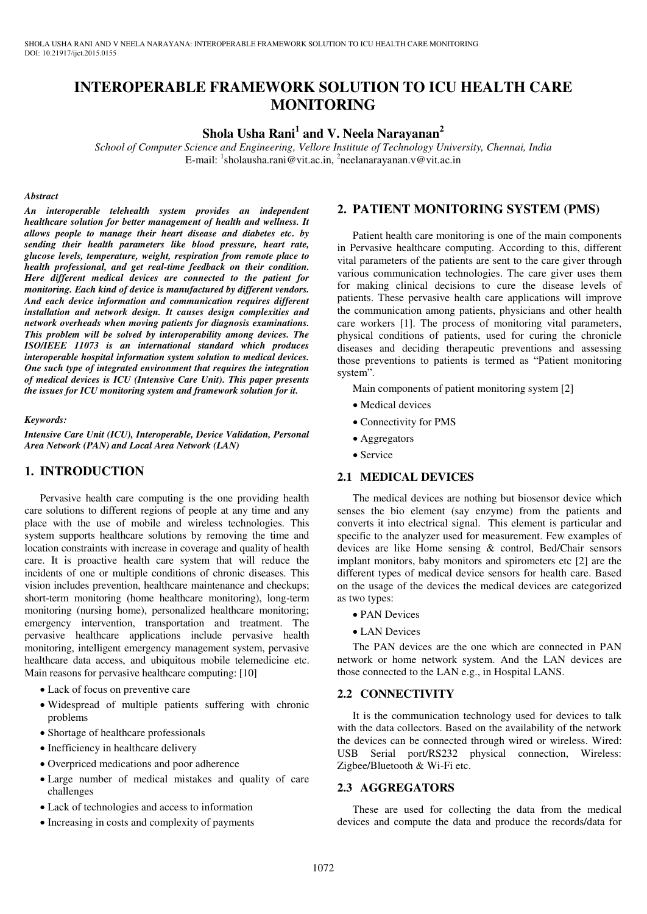# INTEROPERABLE FRAMEWORK SOLUTION TO ICU HEALTH CARE MONITORING

**Shola Usha Rani[1] and V. Neela Narayanan[2]**

*School of Computer Science and Engineering, Vellore Institute of Technology University, Chennai, India*
E-mail: [1]sholausha.rani@vit.ac.in, [2]neelanarayanan.v@vit.ac.in

***Abstract***

***An interoperable telehealth system provides an independent healthcare solution for better management of health and wellness. It allows people to manage their heart disease and diabetes etc. by sending their health parameters like blood pressure, heart rate, glucose levels, temperature, weight, respiration from remote place to health professional, and get real-time feedback on their condition. Here different medical devices are connected to the patient for monitoring. Each kind of device is manufactured by different vendors. And each device information and communication requires different installation and network design. It causes design complexities and network overheads when moving patients for diagnosis examinations. This problem will be solved by interoperability among devices. The ISO/IEEE 11073 is an international standard which produces interoperable hospital information system solution to medical devices. One such type of integrated environment that requires the integration of medical devices is ICU (Intensive Care Unit). This paper presents the issues for ICU monitoring system and framework solution for it.***

***Keywords:***

***Intensive Care Unit (ICU), Interoperable, Device Validation, Personal Area Network (PAN) and Local Area Network (LAN)***

## 1. INTRODUCTION

Pervasive health care computing is the one providing health care solutions to different regions of people at any time and any place with the use of mobile and wireless technologies. This system supports healthcare solutions by removing the time and location constraints with increase in coverage and quality of health care. It is proactive health care system that will reduce the incidents of one or multiple conditions of chronic diseases. This vision includes prevention, healthcare maintenance and checkups; short-term monitoring (home healthcare monitoring), long-term monitoring (nursing home), personalized healthcare monitoring; emergency intervention, transportation and treatment. The pervasive healthcare applications include pervasive health monitoring, intelligent emergency management system, pervasive healthcare data access, and ubiquitous mobile telemedicine etc. Main reasons for pervasive healthcare computing: [10]

- Lack of focus on preventive care
- Widespread of multiple patients suffering with chronic problems
- Shortage of healthcare professionals
- Inefficiency in healthcare delivery
- Overpriced medications and poor adherence
- Large number of medical mistakes and quality of care challenges
- Lack of technologies and access to information
- Increasing in costs and complexity of payments

## 2. PATIENT MONITORING SYSTEM (PMS)

Patient health care monitoring is one of the main components in Pervasive healthcare computing. According to this, different vital parameters of the patients are sent to the care giver through various communication technologies. The care giver uses them for making clinical decisions to cure the disease levels of patients. These pervasive health care applications will improve the communication among patients, physicians and other health care workers [1]. The process of monitoring vital parameters, physical conditions of patients, used for curing the chronicle diseases and deciding therapeutic preventions and assessing those preventions to patients is termed as "Patient monitoring system".

Main components of patient monitoring system [2]

- Medical devices
- Connectivity for PMS
- Aggregators
- Service

### 2.1 MEDICAL DEVICES

The medical devices are nothing but biosensor device which senses the bio element (say enzyme) from the patients and converts it into electrical signal. This element is particular and specific to the analyzer used for measurement. Few examples of devices are like Home sensing & control, Bed/Chair sensors implant monitors, baby monitors and spirometers etc [2] are the different types of medical device sensors for health care. Based on the usage of the devices the medical devices are categorized as two types:

- PAN Devices
- LAN Devices

The PAN devices are the one which are connected in PAN network or home network system. And the LAN devices are those connected to the LAN e.g., in Hospital LANS.

### 2.2 CONNECTIVITY

It is the communication technology used for devices to talk with the data collectors. Based on the availability of the network the devices can be connected through wired or wireless. Wired: USB Serial port/RS232 physical connection, Wireless: Zigbee/Bluetooth & Wi-Fi etc.

### 2.3 AGGREGATORS

These are used for collecting the data from the medical devices and compute the data and produce the records/data for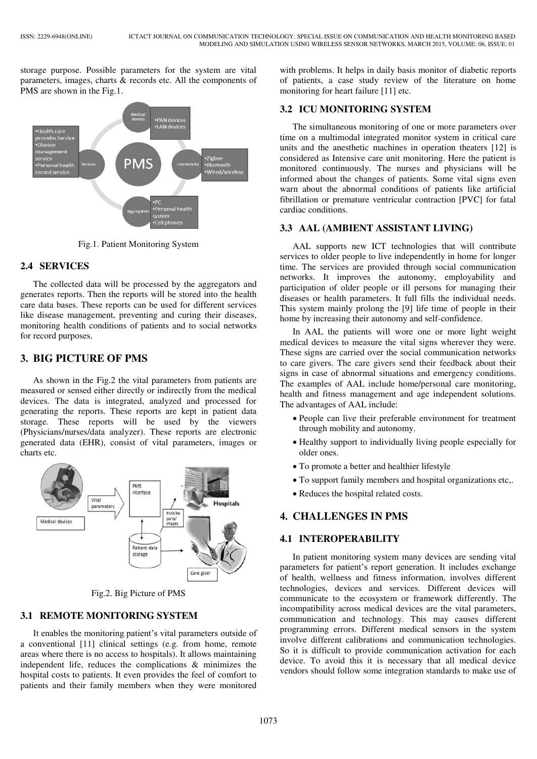storage purpose. Possible parameters for the system are vital parameters, images, charts & records etc. All the components of PMS are shown in the Fig.1.

Fig.1. Patient Monitoring System

### 2.4 SERVICES

The collected data will be processed by the aggregators and generates reports. Then the reports will be stored into the health care data bases. These reports can be used for different services like disease management, preventing and curing their diseases, monitoring health conditions of patients and to social networks for record purposes.

## 3. BIG PICTURE OF PMS

As shown in the Fig.2 the vital parameters from patients are measured or sensed either directly or indirectly from the medical devices. The data is integrated, analyzed and processed for generating the reports. These reports are kept in patient data storage. These reports will be used by the viewers (Physicians/nurses/data analyzer). These reports are electronic generated data (EHR), consist of vital parameters, images or charts etc.

Fig.2. Big Picture of PMS

### 3.1 REMOTE MONITORING SYSTEM

It enables the monitoring patient's vital parameters outside of a conventional [11] clinical settings (e.g. from home, remote areas where there is no access to hospitals). It allows maintaining independent life, reduces the complications & minimizes the hospital costs to patients. It even provides the feel of comfort to patients and their family members when they were monitored with problems. It helps in daily basis monitor of diabetic reports of patients, a case study review of the literature on home monitoring for heart failure [11] etc.

### 3.2 ICU MONITORING SYSTEM

The simultaneous monitoring of one or more parameters over time on a multimodal integrated monitor system in critical care units and the anesthetic machines in operation theaters [12] is considered as Intensive care unit monitoring. Here the patient is monitored continuously. The nurses and physicians will be informed about the changes of patients. Some vital signs even warn about the abnormal conditions of patients like artificial fibrillation or premature ventricular contraction [PVC] for fatal cardiac conditions.

### 3.3 AAL (AMBIENT ASSISTANT LIVING)

AAL supports new ICT technologies that will contribute services to older people to live independently in home for longer time. The services are provided through social communication networks. It improves the autonomy, employability and participation of older people or ill persons for managing their diseases or health parameters. It full fills the individual needs. This system mainly prolong the [9] life time of people in their home by increasing their autonomy and self-confidence.

In AAL the patients will wore one or more light weight medical devices to measure the vital signs wherever they were. These signs are carried over the social communication networks to care givers. The care givers send their feedback about their signs in case of abnormal situations and emergency conditions. The examples of AAL include home/personal care monitoring, health and fitness management and age independent solutions. The advantages of AAL include:

- People can live their preferable environment for treatment through mobility and autonomy.
- Healthy support to individually living people especially for older ones.
- To promote a better and healthier lifestyle
- To support family members and hospital organizations etc,.
- Reduces the hospital related costs.

## 4. CHALLENGES IN PMS

### 4.1 INTEROPERABILITY

In patient monitoring system many devices are sending vital parameters for patient's report generation. It includes exchange of health, wellness and fitness information, involves different technologies, devices and services. Different devices will communicate to the ecosystem or framework differently. The incompatibility across medical devices are the vital parameters, communication and technology. This may causes different programming errors. Different medical sensors in the system involve different calibrations and communication technologies. So it is difficult to provide communication activation for each device. To avoid this it is necessary that all medical device vendors should follow some integration standards to make use of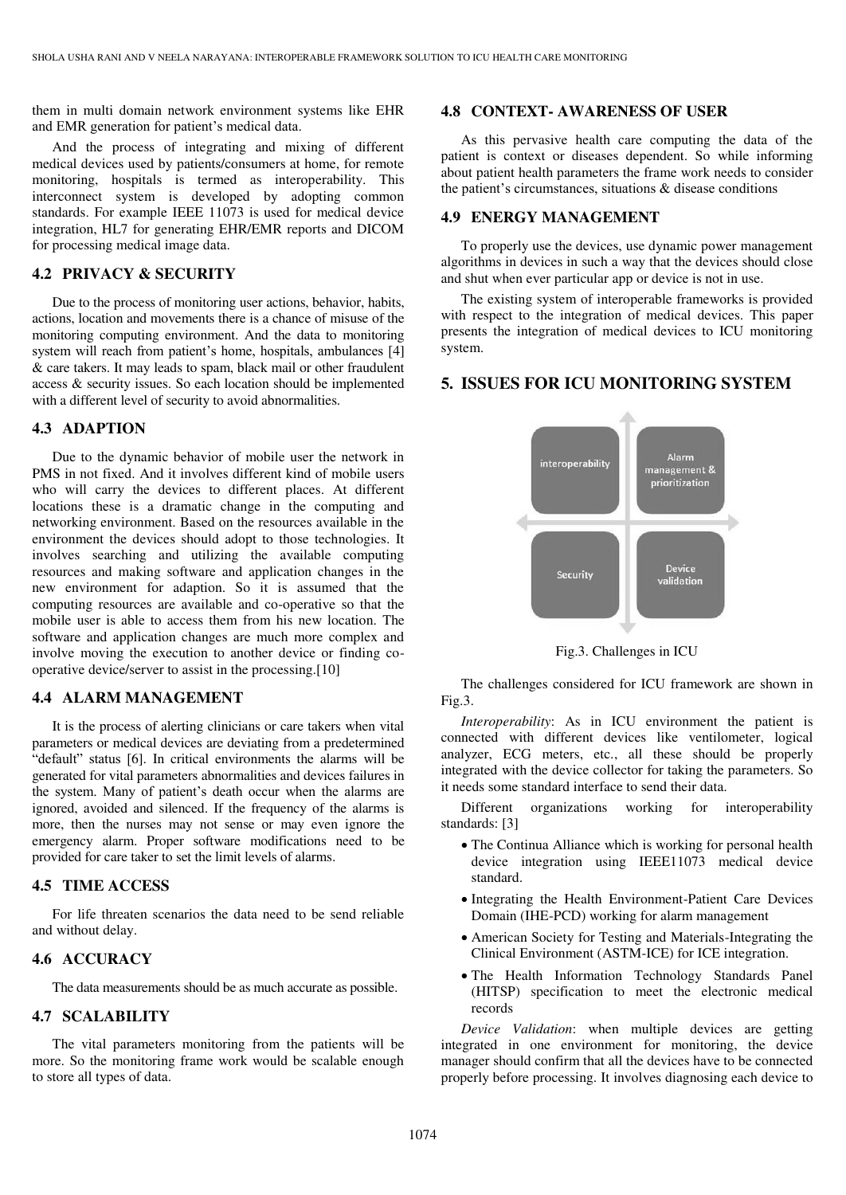them in multi domain network environment systems like EHR and EMR generation for patient's medical data.

And the process of integrating and mixing of different medical devices used by patients/consumers at home, for remote monitoring, hospitals is termed as interoperability. This interconnect system is developed by adopting common standards. For example IEEE 11073 is used for medical device integration, HL7 for generating EHR/EMR reports and DICOM for processing medical image data.

### 4.2 PRIVACY & SECURITY

Due to the process of monitoring user actions, behavior, habits, actions, location and movements there is a chance of misuse of the monitoring computing environment. And the data to monitoring system will reach from patient's home, hospitals, ambulances [4] & care takers. It may leads to spam, black mail or other fraudulent access & security issues. So each location should be implemented with a different level of security to avoid abnormalities.

### 4.3 ADAPTION

Due to the dynamic behavior of mobile user the network in PMS in not fixed. And it involves different kind of mobile users who will carry the devices to different places. At different locations these is a dramatic change in the computing and networking environment. Based on the resources available in the environment the devices should adopt to those technologies. It involves searching and utilizing the available computing resources and making software and application changes in the new environment for adaption. So it is assumed that the computing resources are available and co-operative so that the mobile user is able to access them from his new location. The software and application changes are much more complex and involve moving the execution to another device or finding co-operative device/server to assist in the processing.[10]

### 4.4 ALARM MANAGEMENT

It is the process of alerting clinicians or care takers when vital parameters or medical devices are deviating from a predetermined "default" status [6]. In critical environments the alarms will be generated for vital parameters abnormalities and devices failures in the system. Many of patient's death occur when the alarms are ignored, avoided and silenced. If the frequency of the alarms is more, then the nurses may not sense or may even ignore the emergency alarm. Proper software modifications need to be provided for care taker to set the limit levels of alarms.

### 4.5 TIME ACCESS

For life threaten scenarios the data need to be send reliable and without delay.

### 4.6 ACCURACY

The data measurements should be as much accurate as possible.

### 4.7 SCALABILITY

The vital parameters monitoring from the patients will be more. So the monitoring frame work would be scalable enough to store all types of data.

### 4.8 CONTEXT- AWARENESS OF USER

As this pervasive health care computing the data of the patient is context or diseases dependent. So while informing about patient health parameters the frame work needs to consider the patient's circumstances, situations & disease conditions

### 4.9 ENERGY MANAGEMENT

To properly use the devices, use dynamic power management algorithms in devices in such a way that the devices should close and shut when ever particular app or device is not in use.

The existing system of interoperable frameworks is provided with respect to the integration of medical devices. This paper presents the integration of medical devices to ICU monitoring system.

## 5. ISSUES FOR ICU MONITORING SYSTEM

interoperability | Alarm management & prioritization | Security | Device validation

Fig.3. Challenges in ICU

The challenges considered for ICU framework are shown in Fig.3.

*Interoperability*: As in ICU environment the patient is connected with different devices like ventilometer, logical analyzer, ECG meters, etc., all these should be properly integrated with the device collector for taking the parameters. So it needs some standard interface to send their data.

Different organizations working for interoperability standards: [3]

- The Continua Alliance which is working for personal health device integration using IEEE11073 medical device standard.
- Integrating the Health Environment-Patient Care Devices Domain (IHE-PCD) working for alarm management
- American Society for Testing and Materials-Integrating the Clinical Environment (ASTM-ICE) for ICE integration.
- The Health Information Technology Standards Panel (HITSP) specification to meet the electronic medical records

*Device Validation*: when multiple devices are getting integrated in one environment for monitoring, the device manager should confirm that all the devices have to be connected properly before processing. It involves diagnosing each device to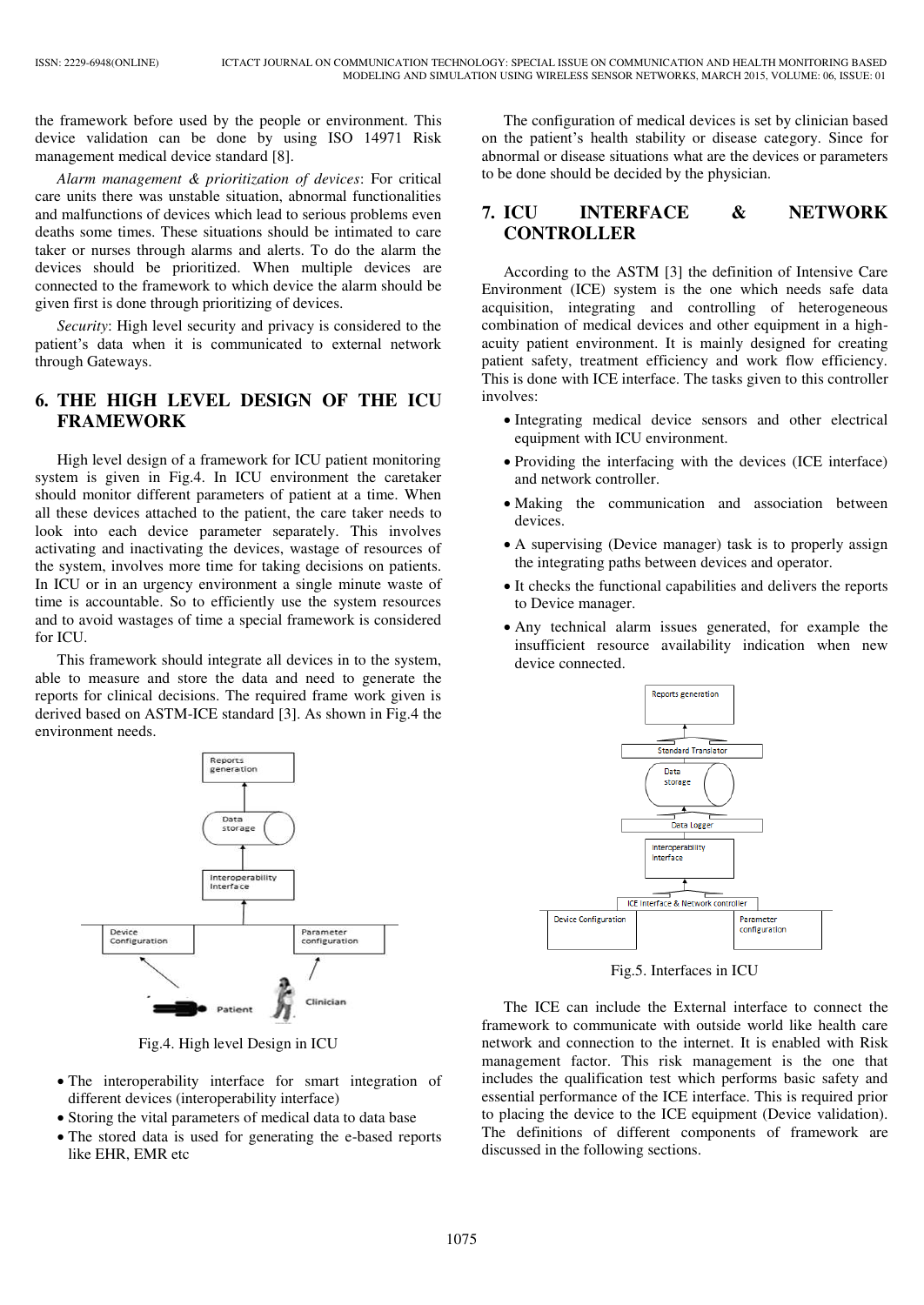the framework before used by the people or environment. This device validation can be done by using ISO 14971 Risk management medical device standard [8].

*Alarm management & prioritization of devices*: For critical care units there was unstable situation, abnormal functionalities and malfunctions of devices which lead to serious problems even deaths some times. These situations should be intimated to care taker or nurses through alarms and alerts. To do the alarm the devices should be prioritized. When multiple devices are connected to the framework to which device the alarm should be given first is done through prioritizing of devices.

*Security*: High level security and privacy is considered to the patient's data when it is communicated to external network through Gateways.

## 6. THE HIGH LEVEL DESIGN OF THE ICU FRAMEWORK

High level design of a framework for ICU patient monitoring system is given in Fig.4. In ICU environment the caretaker should monitor different parameters of patient at a time. When all these devices attached to the patient, the care taker needs to look into each device parameter separately. This involves activating and inactivating the devices, wastage of resources of the system, involves more time for taking decisions on patients. In ICU or in an urgency environment a single minute waste of time is accountable. So to efficiently use the system resources and to avoid wastages of time a special framework is considered for ICU.

This framework should integrate all devices in to the system, able to measure and store the data and need to generate the reports for clinical decisions. The required frame work given is derived based on ASTM-ICE standard [3]. As shown in Fig.4 the environment needs.

Fig.4. High level Design in ICU

- The interoperability interface for smart integration of different devices (interoperability interface)
- Storing the vital parameters of medical data to data base
- The stored data is used for generating the e-based reports like EHR, EMR etc

The configuration of medical devices is set by clinician based on the patient's health stability or disease category. Since for abnormal or disease situations what are the devices or parameters to be done should be decided by the physician.

## 7. ICU INTERFACE & NETWORK CONTROLLER

According to the ASTM [3] the definition of Intensive Care Environment (ICE) system is the one which needs safe data acquisition, integrating and controlling of heterogeneous combination of medical devices and other equipment in a high-acuity patient environment. It is mainly designed for creating patient safety, treatment efficiency and work flow efficiency. This is done with ICE interface. The tasks given to this controller involves:

- Integrating medical device sensors and other electrical equipment with ICU environment.
- Providing the interfacing with the devices (ICE interface) and network controller.
- Making the communication and association between devices.
- A supervising (Device manager) task is to properly assign the integrating paths between devices and operator.
- It checks the functional capabilities and delivers the reports to Device manager.
- Any technical alarm issues generated, for example the insufficient resource availability indication when new device connected.

Fig.5. Interfaces in ICU

The ICE can include the External interface to connect the framework to communicate with outside world like health care network and connection to the internet. It is enabled with Risk management factor. This risk management is the one that includes the qualification test which performs basic safety and essential performance of the ICE interface. This is required prior to placing the device to the ICE equipment (Device validation). The definitions of different components of framework are discussed in the following sections.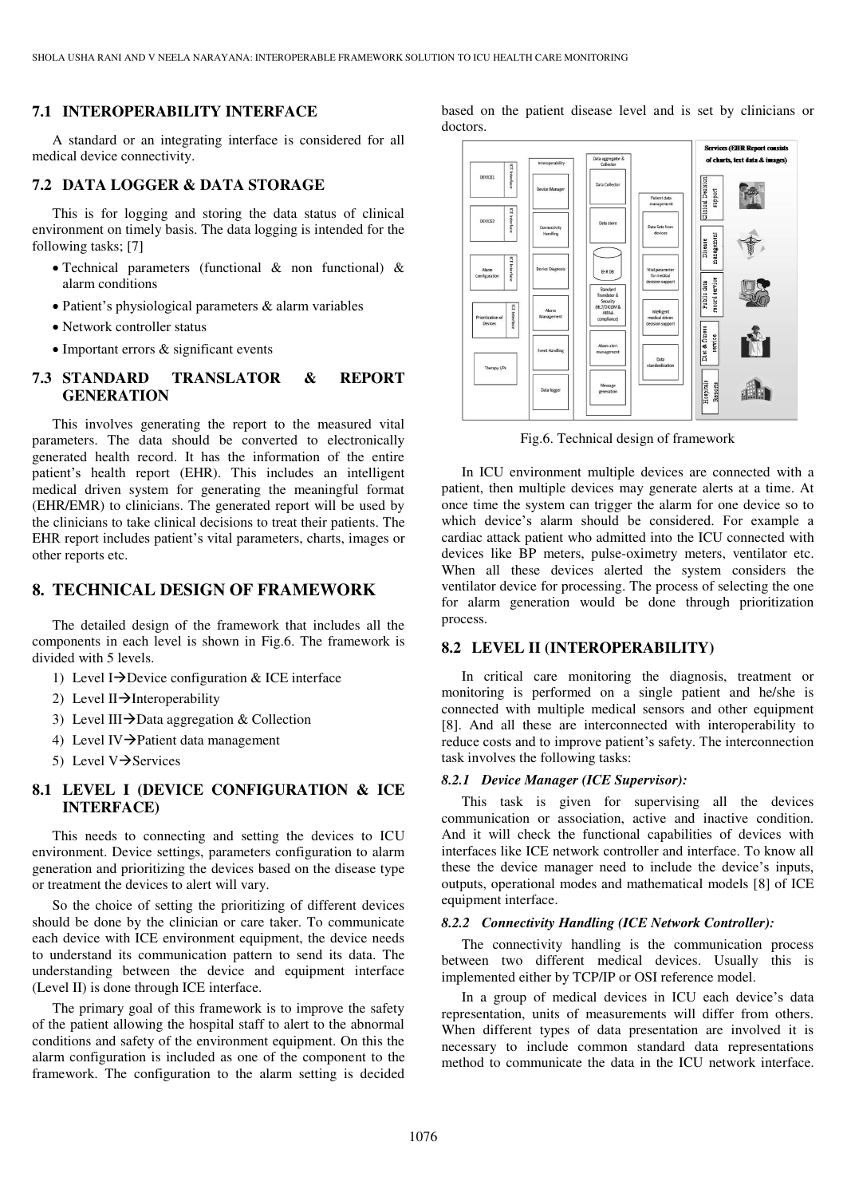### 7.1 INTEROPERABILITY INTERFACE

A standard or an integrating interface is considered for all medical device connectivity.

### 7.2 DATA LOGGER & DATA STORAGE

This is for logging and storing the data status of clinical environment on timely basis. The data logging is intended for the following tasks; [7]

- Technical parameters (functional & non functional) & alarm conditions
- Patient's physiological parameters & alarm variables
- Network controller status
- Important errors & significant events

### 7.3 STANDARD TRANSLATOR & REPORT GENERATION

This involves generating the report to the measured vital parameters. The data should be converted to electronically generated health record. It has the information of the entire patient's health report (EHR). This includes an intelligent medical driven system for generating the meaningful format (EHR/EMR) to clinicians. The generated report will be used by the clinicians to take clinical decisions to treat their patients. The EHR report includes patient's vital parameters, charts, images or other reports etc.

## 8. TECHNICAL DESIGN OF FRAMEWORK

The detailed design of the framework that includes all the components in each level is shown in Fig.6. The framework is divided with 5 levels.

1) Level I→Device configuration & ICE interface
2) Level II→Interoperability
3) Level III→Data aggregation & Collection
4) Level IV→Patient data management
5) Level V→Services

### 8.1 LEVEL I (DEVICE CONFIGURATION & ICE INTERFACE)

This needs to connecting and setting the devices to ICU environment. Device settings, parameters configuration to alarm generation and prioritizing the devices based on the disease type or treatment the devices to alert will vary.

So the choice of setting the prioritizing of different devices should be done by the clinician or care taker. To communicate each device with ICE environment equipment, the device needs to understand its communication pattern to send its data. The understanding between the device and equipment interface (Level II) is done through ICE interface.

The primary goal of this framework is to improve the safety of the patient allowing the hospital staff to alert to the abnormal conditions and safety of the environment equipment. On this the alarm configuration is included as one of the component to the framework. The configuration to the alarm setting is decided based on the patient disease level and is set by clinicians or doctors.

Fig.6. Technical design of framework

In ICU environment multiple devices are connected with a patient, then multiple devices may generate alerts at a time. At once time the system can trigger the alarm for one device so to which device's alarm should be considered. For example a cardiac attack patient who admitted into the ICU connected with devices like BP meters, pulse-oximetry meters, ventilator etc. When all these devices alerted the system considers the ventilator device for processing. The process of selecting the one for alarm generation would be done through prioritization process.

### 8.2 LEVEL II (INTEROPERABILITY)

In critical care monitoring the diagnosis, treatment or monitoring is performed on a single patient and he/she is connected with multiple medical sensors and other equipment [8]. And all these are interconnected with interoperability to reduce costs and to improve patient's safety. The interconnection task involves the following tasks:

#### *8.2.1 Device Manager (ICE Supervisor):*

This task is given for supervising all the devices communication or association, active and inactive condition. And it will check the functional capabilities of devices with interfaces like ICE network controller and interface. To know all these the device manager need to include the device's inputs, outputs, operational modes and mathematical models [8] of ICE equipment interface.

#### *8.2.2 Connectivity Handling (ICE Network Controller):*

The connectivity handling is the communication process between two different medical devices. Usually this is implemented either by TCP/IP or OSI reference model.

In a group of medical devices in ICU each device's data representation, units of measurements will differ from others. When different types of data presentation are involved it is necessary to include common standard data representations method to communicate the data in the ICU network interface.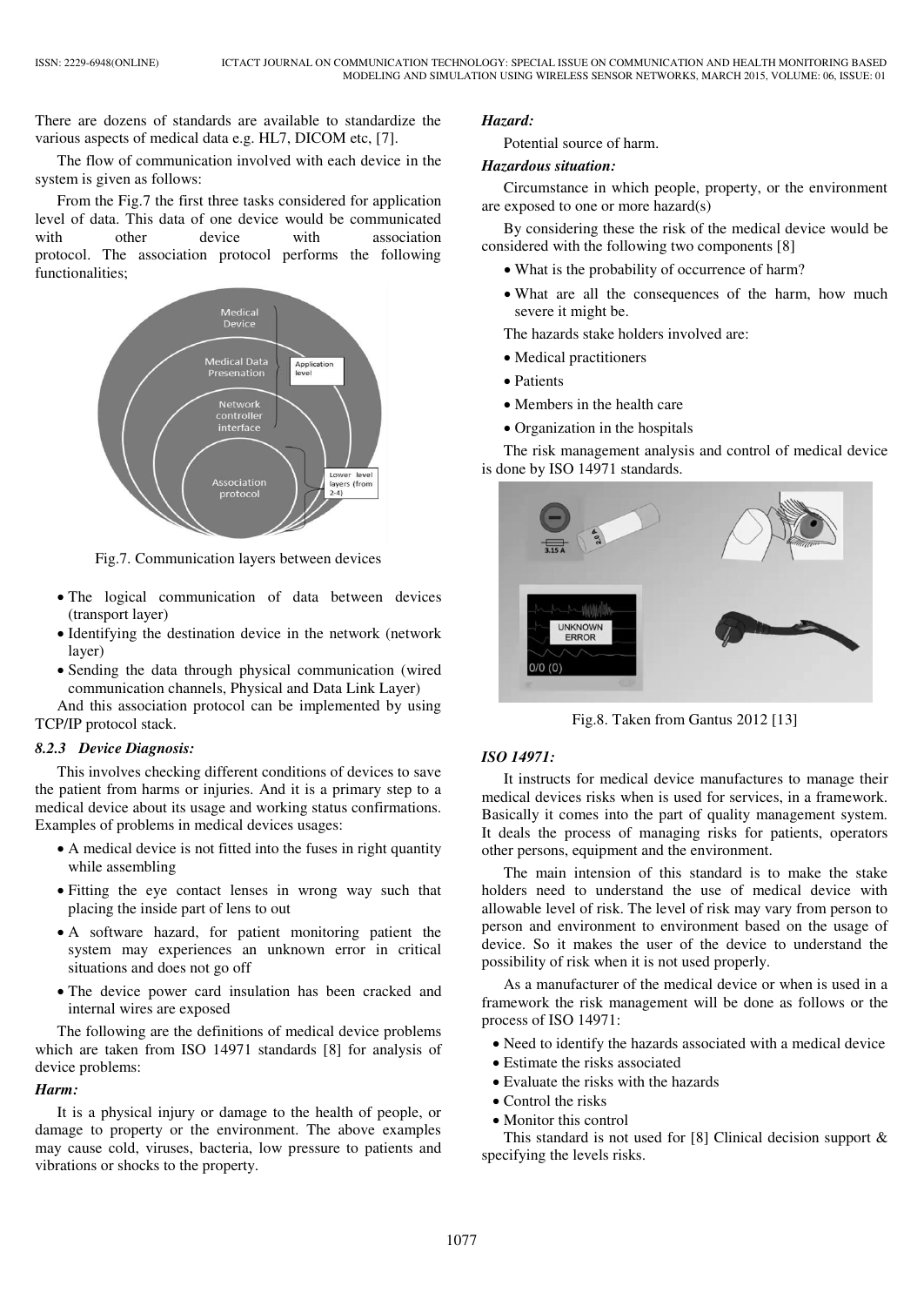There are dozens of standards are available to standardize the various aspects of medical data e.g. HL7, DICOM etc, [7].

The flow of communication involved with each device in the system is given as follows:

From the Fig.7 the first three tasks considered for application level of data. This data of one device would be communicated with other device with association protocol. The association protocol performs the following functionalities;

Fig.7. Communication layers between devices

- The logical communication of data between devices (transport layer)
- Identifying the destination device in the network (network layer)
- Sending the data through physical communication (wired communication channels, Physical and Data Link Layer)

And this association protocol can be implemented by using TCP/IP protocol stack.

### *8.2.3 Device Diagnosis:*

This involves checking different conditions of devices to save the patient from harms or injuries. And it is a primary step to a medical device about its usage and working status confirmations. Examples of problems in medical devices usages:

- A medical device is not fitted into the fuses in right quantity while assembling
- Fitting the eye contact lenses in wrong way such that placing the inside part of lens to out
- A software hazard, for patient monitoring patient the system may experiences an unknown error in critical situations and does not go off
- The device power card insulation has been cracked and internal wires are exposed

The following are the definitions of medical device problems which are taken from ISO 14971 standards [8] for analysis of device problems:

***Harm:***

It is a physical injury or damage to the health of people, or damage to property or the environment. The above examples may cause cold, viruses, bacteria, low pressure to patients and vibrations or shocks to the property.

***Hazard:***

Potential source of harm.

***Hazardous situation:***

Circumstance in which people, property, or the environment are exposed to one or more hazard(s)

By considering these the risk of the medical device would be considered with the following two components [8]

- What is the probability of occurrence of harm?
- What are all the consequences of the harm, how much severe it might be.

The hazards stake holders involved are:

- Medical practitioners
- Patients
- Members in the health care
- Organization in the hospitals

The risk management analysis and control of medical device is done by ISO 14971 standards.

Fig.8. Taken from Gantus 2012 [13]

***ISO 14971:***

It instructs for medical device manufactures to manage their medical devices risks when is used for services, in a framework. Basically it comes into the part of quality management system. It deals the process of managing risks for patients, operators other persons, equipment and the environment.

The main intension of this standard is to make the stake holders need to understand the use of medical device with allowable level of risk. The level of risk may vary from person to person and environment to environment based on the usage of device. So it makes the user of the device to understand the possibility of risk when it is not used properly.

As a manufacturer of the medical device or when is used in a framework the risk management will be done as follows or the process of ISO 14971:

- Need to identify the hazards associated with a medical device
- Estimate the risks associated
- Evaluate the risks with the hazards
- Control the risks
- Monitor this control

This standard is not used for [8] Clinical decision support & specifying the levels risks.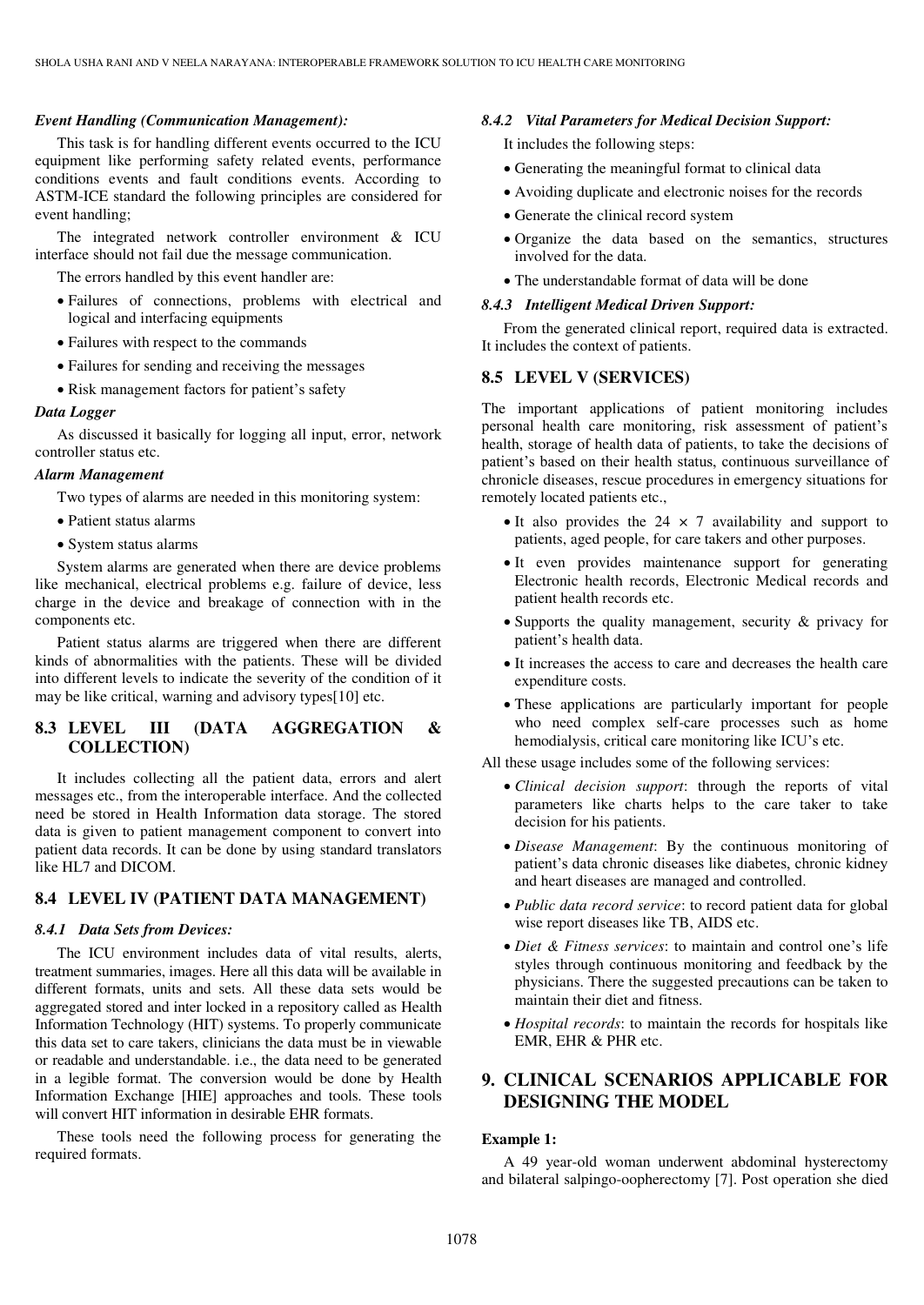***Event Handling (Communication Management):***

This task is for handling different events occurred to the ICU equipment like performing safety related events, performance conditions events and fault conditions events. According to ASTM-ICE standard the following principles are considered for event handling;

The integrated network controller environment & ICU interface should not fail due the message communication.

The errors handled by this event handler are:

- Failures of connections, problems with electrical and logical and interfacing equipments
- Failures with respect to the commands
- Failures for sending and receiving the messages
- Risk management factors for patient's safety

***Data Logger***

As discussed it basically for logging all input, error, network controller status etc.

***Alarm Management***

Two types of alarms are needed in this monitoring system:

- Patient status alarms
- System status alarms

System alarms are generated when there are device problems like mechanical, electrical problems e.g. failure of device, less charge in the device and breakage of connection with in the components etc.

Patient status alarms are triggered when there are different kinds of abnormalities with the patients. These will be divided into different levels to indicate the severity of the condition of it may be like critical, warning and advisory types[10] etc.

## 8.3 LEVEL III (DATA AGGREGATION & COLLECTION)

It includes collecting all the patient data, errors and alert messages etc., from the interoperable interface. And the collected need be stored in Health Information data storage. The stored data is given to patient management component to convert into patient data records. It can be done by using standard translators like HL7 and DICOM.

## 8.4 LEVEL IV (PATIENT DATA MANAGEMENT)

### *8.4.1 Data Sets from Devices:*

The ICU environment includes data of vital results, alerts, treatment summaries, images. Here all this data will be available in different formats, units and sets. All these data sets would be aggregated stored and inter locked in a repository called as Health Information Technology (HIT) systems. To properly communicate this data set to care takers, clinicians the data must be in viewable or readable and understandable. i.e., the data need to be generated in a legible format. The conversion would be done by Health Information Exchange [HIE] approaches and tools. These tools will convert HIT information in desirable EHR formats.

These tools need the following process for generating the required formats.

### *8.4.2 Vital Parameters for Medical Decision Support:*

It includes the following steps:

- Generating the meaningful format to clinical data
- Avoiding duplicate and electronic noises for the records
- Generate the clinical record system
- Organize the data based on the semantics, structures involved for the data.
- The understandable format of data will be done

### *8.4.3 Intelligent Medical Driven Support:*

From the generated clinical report, required data is extracted. It includes the context of patients.

## 8.5 LEVEL V (SERVICES)

The important applications of patient monitoring includes personal health care monitoring, risk assessment of patient's health, storage of health data of patients, to take the decisions of patient's based on their health status, continuous surveillance of chronicle diseases, rescue procedures in emergency situations for remotely located patients etc.,

- It also provides the 24 × 7 availability and support to patients, aged people, for care takers and other purposes.
- It even provides maintenance support for generating Electronic health records, Electronic Medical records and patient health records etc.
- Supports the quality management, security & privacy for patient's health data.
- It increases the access to care and decreases the health care expenditure costs.
- These applications are particularly important for people who need complex self-care processes such as home hemodialysis, critical care monitoring like ICU's etc.

All these usage includes some of the following services:

- *Clinical decision support*: through the reports of vital parameters like charts helps to the care taker to take decision for his patients.
- *Disease Management*: By the continuous monitoring of patient's data chronic diseases like diabetes, chronic kidney and heart diseases are managed and controlled.
- *Public data record service*: to record patient data for global wise report diseases like TB, AIDS etc.
- *Diet & Fitness services*: to maintain and control one's life styles through continuous monitoring and feedback by the physicians. There the suggested precautions can be taken to maintain their diet and fitness.
- *Hospital records*: to maintain the records for hospitals like EMR, EHR & PHR etc.

# 9. CLINICAL SCENARIOS APPLICABLE FOR DESIGNING THE MODEL

**Example 1:**

A 49 year-old woman underwent abdominal hysterectomy and bilateral salpingo-oopherectomy [7]. Post operation she died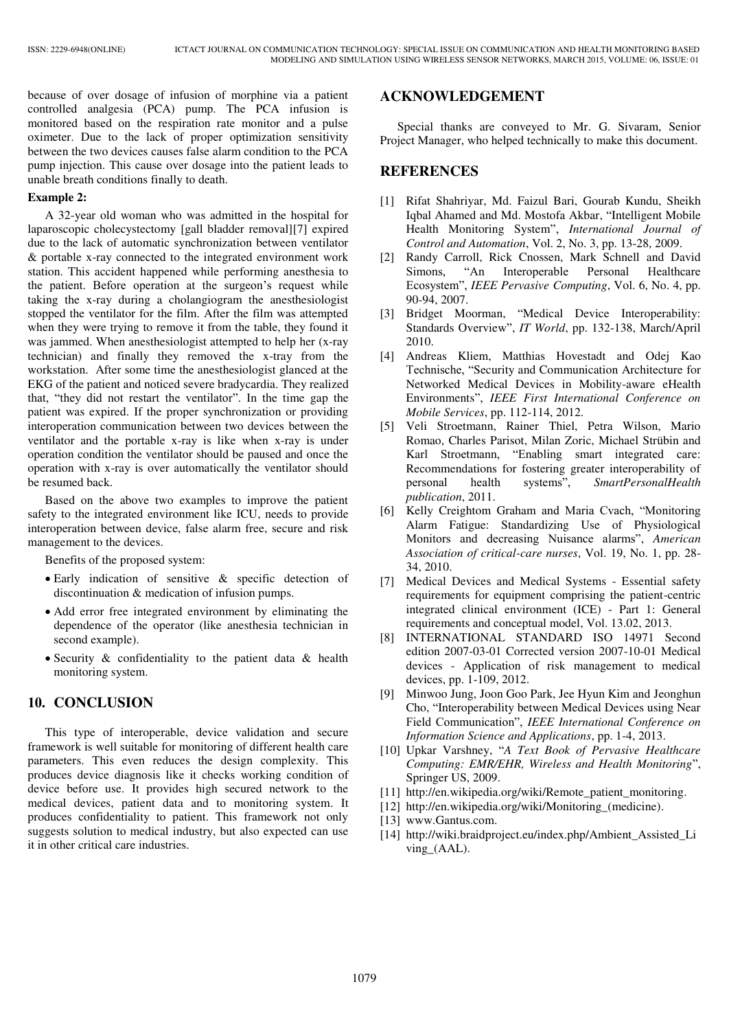because of over dosage of infusion of morphine via a patient controlled analgesia (PCA) pump. The PCA infusion is monitored based on the respiration rate monitor and a pulse oximeter. Due to the lack of proper optimization sensitivity between the two devices causes false alarm condition to the PCA pump injection. This cause over dosage into the patient leads to unable breath conditions finally to death.

**Example 2:**

A 32-year old woman who was admitted in the hospital for laparoscopic cholecystectomy [gall bladder removal][7] expired due to the lack of automatic synchronization between ventilator & portable x-ray connected to the integrated environment work station. This accident happened while performing anesthesia to the patient. Before operation at the surgeon's request while taking the x-ray during a cholangiogram the anesthesiologist stopped the ventilator for the film. After the film was attempted when they were trying to remove it from the table, they found it was jammed. When anesthesiologist attempted to help her (x-ray technician) and finally they removed the x-tray from the workstation. After some time the anesthesiologist glanced at the EKG of the patient and noticed severe bradycardia. They realized that, "they did not restart the ventilator". In the time gap the patient was expired. If the proper synchronization or providing interoperation communication between two devices between the ventilator and the portable x-ray is like when x-ray is under operation condition the ventilator should be paused and once the operation with x-ray is over automatically the ventilator should be resumed back.

Based on the above two examples to improve the patient safety to the integrated environment like ICU, needs to provide interoperation between device, false alarm free, secure and risk management to the devices.

Benefits of the proposed system:

- Early indication of sensitive & specific detection of discontinuation & medication of infusion pumps.
- Add error free integrated environment by eliminating the dependence of the operator (like anesthesia technician in second example).
- Security & confidentiality to the patient data & health monitoring system.

## 10. CONCLUSION

This type of interoperable, device validation and secure framework is well suitable for monitoring of different health care parameters. This even reduces the design complexity. This produces device diagnosis like it checks working condition of device before use. It provides high secured network to the medical devices, patient data and to monitoring system. It produces confidentiality to patient. This framework not only suggests solution to medical industry, but also expected can use it in other critical care industries.

## ACKNOWLEDGEMENT

Special thanks are conveyed to Mr. G. Sivaram, Senior Project Manager, who helped technically to make this document.

## REFERENCES

[1] Rifat Shahriyar, Md. Faizul Bari, Gourab Kundu, Sheikh Iqbal Ahamed and Md. Mostofa Akbar, "Intelligent Mobile Health Monitoring System", *International Journal of Control and Automation*, Vol. 2, No. 3, pp. 13-28, 2009.

[2] Randy Carroll, Rick Cnossen, Mark Schnell and David Simons, "An Interoperable Personal Healthcare Ecosystem", *IEEE Pervasive Computing*, Vol. 6, No. 4, pp. 90-94, 2007.

[3] Bridget Moorman, "Medical Device Interoperability: Standards Overview", *IT World*, pp. 132-138, March/April 2010.

[4] Andreas Kliem, Matthias Hovestadt and Odej Kao Technische, "Security and Communication Architecture for Networked Medical Devices in Mobility-aware eHealth Environments", *IEEE First International Conference on Mobile Services*, pp. 112-114, 2012.

[5] Veli Stroetmann, Rainer Thiel, Petra Wilson, Mario Romao, Charles Parisot, Milan Zoric, Michael Strübin and Karl Stroetmann, "Enabling smart integrated care: Recommendations for fostering greater interoperability of personal health systems", *SmartPersonalHealth publication*, 2011.

[6] Kelly Creightom Graham and Maria Cvach, "Monitoring Alarm Fatigue: Standardizing Use of Physiological Monitors and decreasing Nuisance alarms", *American Association of critical-care nurses*, Vol. 19, No. 1, pp. 28-34, 2010.

[7] Medical Devices and Medical Systems - Essential safety requirements for equipment comprising the patient-centric integrated clinical environment (ICE) - Part 1: General requirements and conceptual model, Vol. 13.02, 2013.

[8] INTERNATIONAL STANDARD ISO 14971 Second edition 2007-03-01 Corrected version 2007-10-01 Medical devices - Application of risk management to medical devices, pp. 1-109, 2012.

[9] Minwoo Jung, Joon Goo Park, Jee Hyun Kim and Jeonghun Cho, "Interoperability between Medical Devices using Near Field Communication", *IEEE International Conference on Information Science and Applications*, pp. 1-4, 2013.

[10] Upkar Varshney, "*A Text Book of Pervasive Healthcare Computing: EMR/EHR, Wireless and Health Monitoring*", Springer US, 2009.

[11] http://en.wikipedia.org/wiki/Remote_patient_monitoring.

[12] http://en.wikipedia.org/wiki/Monitoring_(medicine).

[13] www.Gantus.com.

[14] http://wiki.braidproject.eu/index.php/Ambient_Assisted_Living_(AAL).